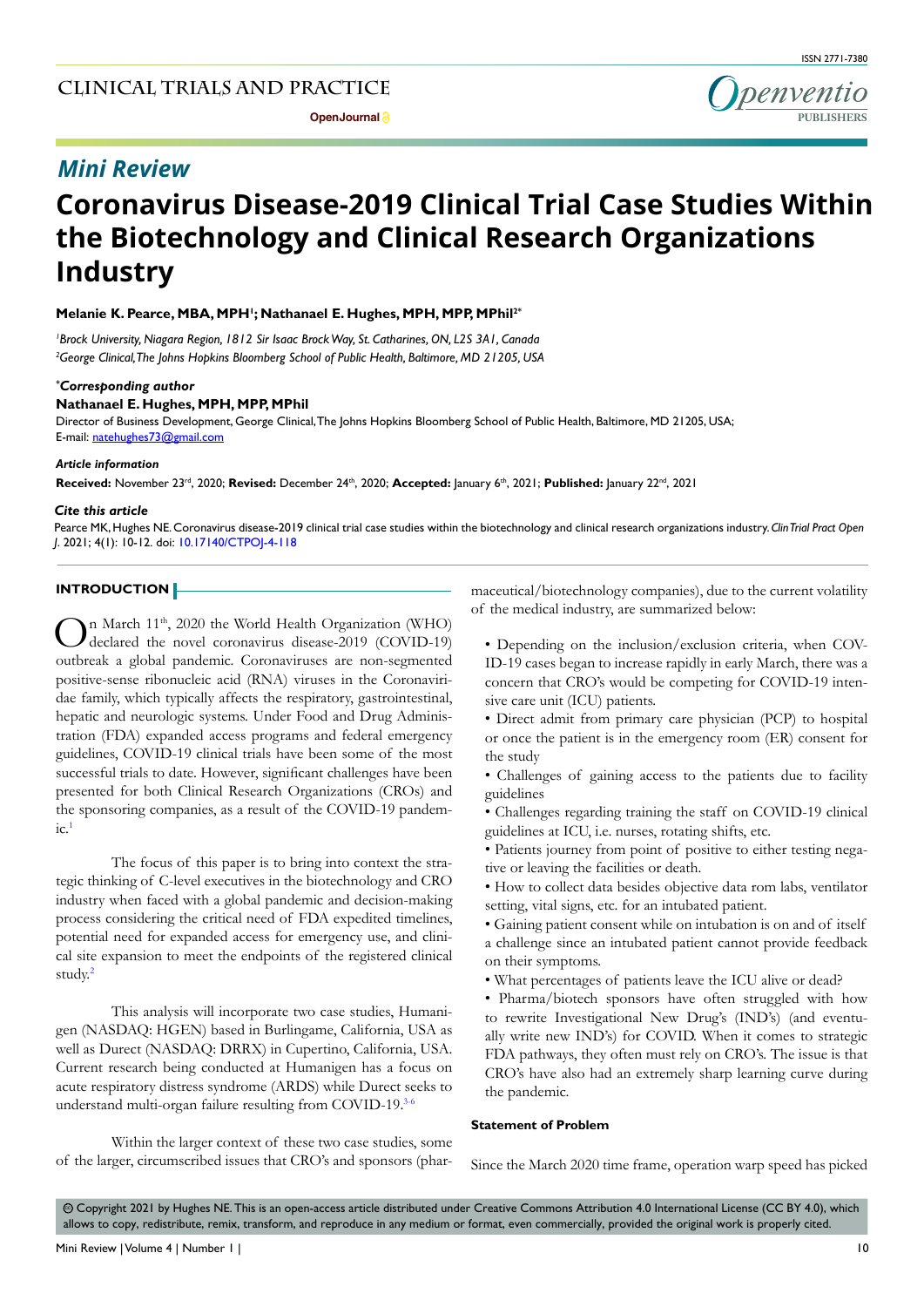## Mini Review

# Coronavirus Disease-2019 Clinical Trial Case Studies Within the Biotechnology and Clinical Research Organizations Industry

**Melanie K. Pearce, MBA, MPH[1]; Nathanael E. Hughes, MPH, MPP, MPhil[2*]**

[1]*Brock University, Niagara Region, 1812 Sir Isaac Brock Way, St. Catharines, ON, L2S 3A1, Canada*
[2]*George Clinical, The Johns Hopkins Bloomberg School of Public Health, Baltimore, MD 21205, USA*

***Corresponding author**
**Nathanael E. Hughes, MPH, MPP, MPhil**
Director of Business Development, George Clinical, The Johns Hopkins Bloomberg School of Public Health, Baltimore, MD 21205, USA;
E-mail: natehughes73@gmail.com

***Article information***
**Received:** November 23rd, 2020; **Revised:** December 24th, 2020; **Accepted:** January 6th, 2021; **Published:** January 22nd, 2021

***Cite this article***
Pearce MK, Hughes NE. Coronavirus disease-2019 clinical trial case studies within the biotechnology and clinical research organizations industry. *Clin Trial Pract Open J*. 2021; 4(1): 10-12. doi: 10.17140/CTPOJ-4-118

## INTRODUCTION

On March 11th, 2020 the World Health Organization (WHO) declared the novel coronavirus disease-2019 (COVID-19) outbreak a global pandemic. Coronaviruses are non-segmented positive-sense ribonucleic acid (RNA) viruses in the Coronaviridae family, which typically affects the respiratory, gastrointestinal, hepatic and neurologic systems. Under Food and Drug Administration (FDA) expanded access programs and federal emergency guidelines, COVID-19 clinical trials have been some of the most successful trials to date. However, significant challenges have been presented for both Clinical Research Organizations (CROs) and the sponsoring companies, as a result of the COVID-19 pandemic.[1]

The focus of this paper is to bring into context the strategic thinking of C-level executives in the biotechnology and CRO industry when faced with a global pandemic and decision-making process considering the critical need of FDA expedited timelines, potential need for expanded access for emergency use, and clinical site expansion to meet the endpoints of the registered clinical study.[2]

This analysis will incorporate two case studies, Humanigen (NASDAQ: HGEN) based in Burlingame, California, USA as well as Durect (NASDAQ: DRRX) in Cupertino, California, USA. Current research being conducted at Humanigen has a focus on acute respiratory distress syndrome (ARDS) while Durect seeks to understand multi-organ failure resulting from COVID-19.[3-6]

Within the larger context of these two case studies, some of the larger, circumscribed issues that CRO's and sponsors (pharmaceutical/biotechnology companies), due to the current volatility of the medical industry, are summarized below:

- Depending on the inclusion/exclusion criteria, when COVID-19 cases began to increase rapidly in early March, there was a concern that CRO's would be competing for COVID-19 intensive care unit (ICU) patients.
- Direct admit from primary care physician (PCP) to hospital or once the patient is in the emergency room (ER) consent for the study
- Challenges of gaining access to the patients due to facility guidelines
- Challenges regarding training the staff on COVID-19 clinical guidelines at ICU, i.e. nurses, rotating shifts, etc.
- Patients journey from point of positive to either testing negative or leaving the facilities or death.
- How to collect data besides objective data rom labs, ventilator setting, vital signs, etc. for an intubated patient.
- Gaining patient consent while on intubation is on and of itself a challenge since an intubated patient cannot provide feedback on their symptoms.
- What percentages of patients leave the ICU alive or dead?
- Pharma/biotech sponsors have often struggled with how to rewrite Investigational New Drug's (IND's) (and eventually write new IND's) for COVID. When it comes to strategic FDA pathways, they often must rely on CRO's. The issue is that CRO's have also had an extremely sharp learning curve during the pandemic.

### Statement of Problem

Since the March 2020 time frame, operation warp speed has picked

© Copyright 2021 by Hughes NE. This is an open-access article distributed under Creative Commons Attribution 4.0 International License (CC BY 4.0), which allows to copy, redistribute, remix, transform, and reproduce in any medium or format, even commercially, provided the original work is properly cited.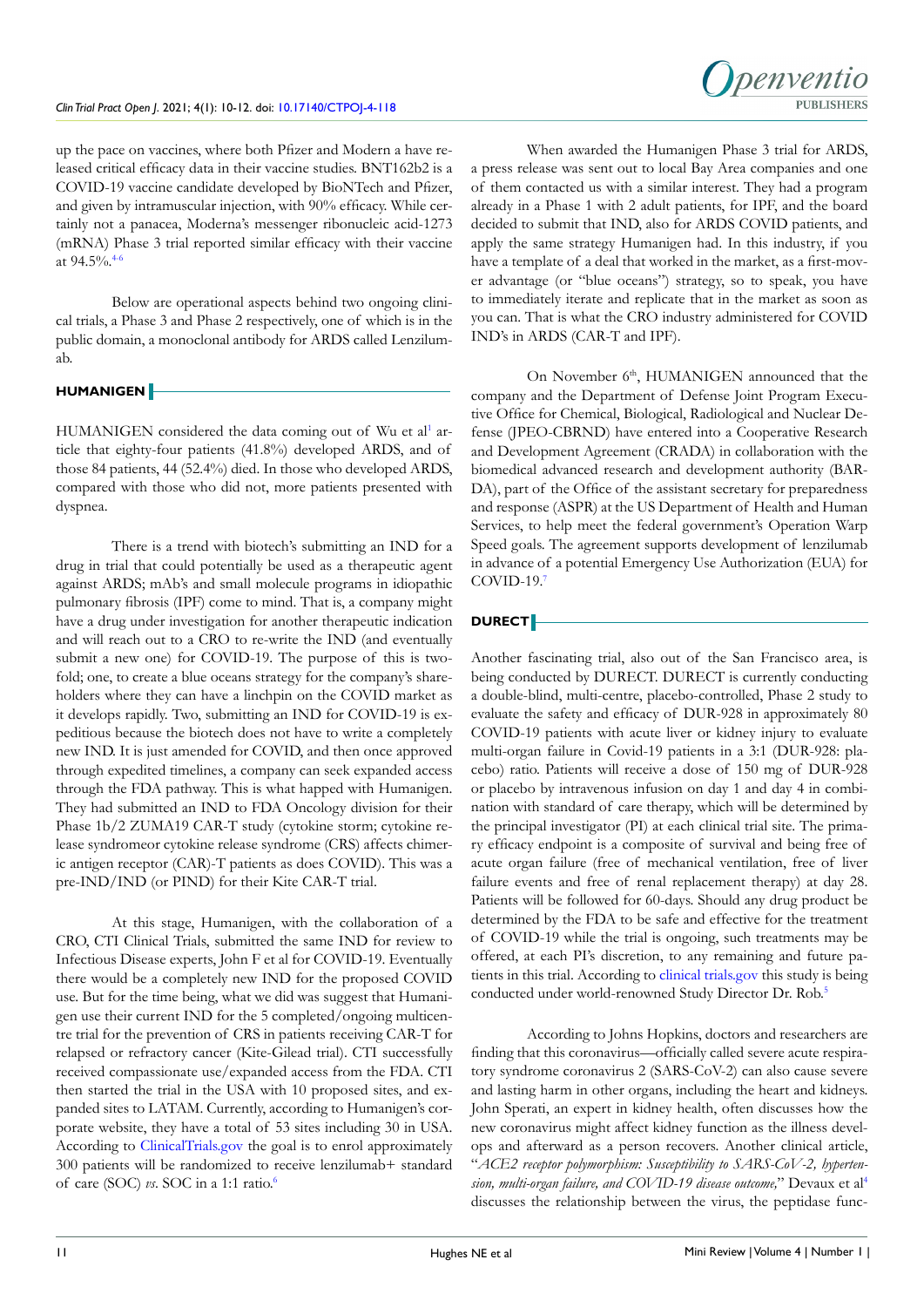up the pace on vaccines, where both Pfizer and Modern a have released critical efficacy data in their vaccine studies. BNT162b2 is a COVID-19 vaccine candidate developed by BioNTech and Pfizer, and given by intramuscular injection, with 90% efficacy. While certainly not a panacea, Moderna's messenger ribonucleic acid-1273 (mRNA) Phase 3 trial reported similar efficacy with their vaccine at 94.5%.[4-6]

Below are operational aspects behind two ongoing clinical trials, a Phase 3 and Phase 2 respectively, one of which is in the public domain, a monoclonal antibody for ARDS called Lenzilumab.

## HUMANIGEN

HUMANIGEN considered the data coming out of Wu et al[1] article that eighty-four patients (41.8%) developed ARDS, and of those 84 patients, 44 (52.4%) died. In those who developed ARDS, compared with those who did not, more patients presented with dyspnea.

There is a trend with biotech's submitting an IND for a drug in trial that could potentially be used as a therapeutic agent against ARDS; mAb's and small molecule programs in idiopathic pulmonary fibrosis (IPF) come to mind. That is, a company might have a drug under investigation for another therapeutic indication and will reach out to a CRO to re-write the IND (and eventually submit a new one) for COVID-19. The purpose of this is twofold; one, to create a blue oceans strategy for the company's shareholders where they can have a linchpin on the COVID market as it develops rapidly. Two, submitting an IND for COVID-19 is expeditious because the biotech does not have to write a completely new IND. It is just amended for COVID, and then once approved through expedited timelines, a company can seek expanded access through the FDA pathway. This is what happed with Humanigen. They had submitted an IND to FDA Oncology division for their Phase 1b/2 ZUMA19 CAR-T study (cytokine storm; cytokine release syndromeor cytokine release syndrome (CRS) affects chimeric antigen receptor (CAR)-T patients as does COVID). This was a pre-IND/IND (or PIND) for their Kite CAR-T trial.

At this stage, Humanigen, with the collaboration of a CRO, CTI Clinical Trials, submitted the same IND for review to Infectious Disease experts, John F et al for COVID-19. Eventually there would be a completely new IND for the proposed COVID use. But for the time being, what we did was suggest that Humanigen use their current IND for the 5 completed/ongoing multicentre trial for the prevention of CRS in patients receiving CAR-T for relapsed or refractory cancer (Kite-Gilead trial). CTI successfully received compassionate use/expanded access from the FDA. CTI then started the trial in the USA with 10 proposed sites, and expanded sites to LATAM. Currently, according to Humanigen's corporate website, they have a total of 53 sites including 30 in USA. According to ClinicalTrials.gov the goal is to enrol approximately 300 patients will be randomized to receive lenzilumab+ standard of care (SOC) *vs*. SOC in a 1:1 ratio.[6]

When awarded the Humanigen Phase 3 trial for ARDS, a press release was sent out to local Bay Area companies and one of them contacted us with a similar interest. They had a program already in a Phase 1 with 2 adult patients, for IPF, and the board decided to submit that IND, also for ARDS COVID patients, and apply the same strategy Humanigen had. In this industry, if you have a template of a deal that worked in the market, as a first-mover advantage (or "blue oceans") strategy, so to speak, you have to immediately iterate and replicate that in the market as soon as you can. That is what the CRO industry administered for COVID IND's in ARDS (CAR-T and IPF).

On November 6th, HUMANIGEN announced that the company and the Department of Defense Joint Program Executive Office for Chemical, Biological, Radiological and Nuclear Defense (JPEO-CBRND) have entered into a Cooperative Research and Development Agreement (CRADA) in collaboration with the biomedical advanced research and development authority (BARDA), part of the Office of the assistant secretary for preparedness and response (ASPR) at the US Department of Health and Human Services, to help meet the federal government's Operation Warp Speed goals. The agreement supports development of lenzilumab in advance of a potential Emergency Use Authorization (EUA) for COVID-19.[7]

## DURECT

Another fascinating trial, also out of the San Francisco area, is being conducted by DURECT. DURECT is currently conducting a double-blind, multi-centre, placebo-controlled, Phase 2 study to evaluate the safety and efficacy of DUR-928 in approximately 80 COVID-19 patients with acute liver or kidney injury to evaluate multi-organ failure in Covid-19 patients in a 3:1 (DUR-928: placebo) ratio. Patients will receive a dose of 150 mg of DUR-928 or placebo by intravenous infusion on day 1 and day 4 in combination with standard of care therapy, which will be determined by the principal investigator (PI) at each clinical trial site. The primary efficacy endpoint is a composite of survival and being free of acute organ failure (free of mechanical ventilation, free of liver failure events and free of renal replacement therapy) at day 28. Patients will be followed for 60-days. Should any drug product be determined by the FDA to be safe and effective for the treatment of COVID-19 while the trial is ongoing, such treatments may be offered, at each PI's discretion, to any remaining and future patients in this trial. According to clinical trials.gov this study is being conducted under world-renowned Study Director Dr. Rob.[5]

According to Johns Hopkins, doctors and researchers are finding that this coronavirus—officially called severe acute respiratory syndrome coronavirus 2 (SARS-CoV-2) can also cause severe and lasting harm in other organs, including the heart and kidneys. John Sperati, an expert in kidney health, often discusses how the new coronavirus might affect kidney function as the illness develops and afterward as a person recovers. Another clinical article, "*ACE2 receptor polymorphism: Susceptibility to SARS-CoV-2, hypertension, multi-organ failure, and COVID-19 disease outcome,*" Devaux et al[4] discusses the relationship between the virus, the peptidase func-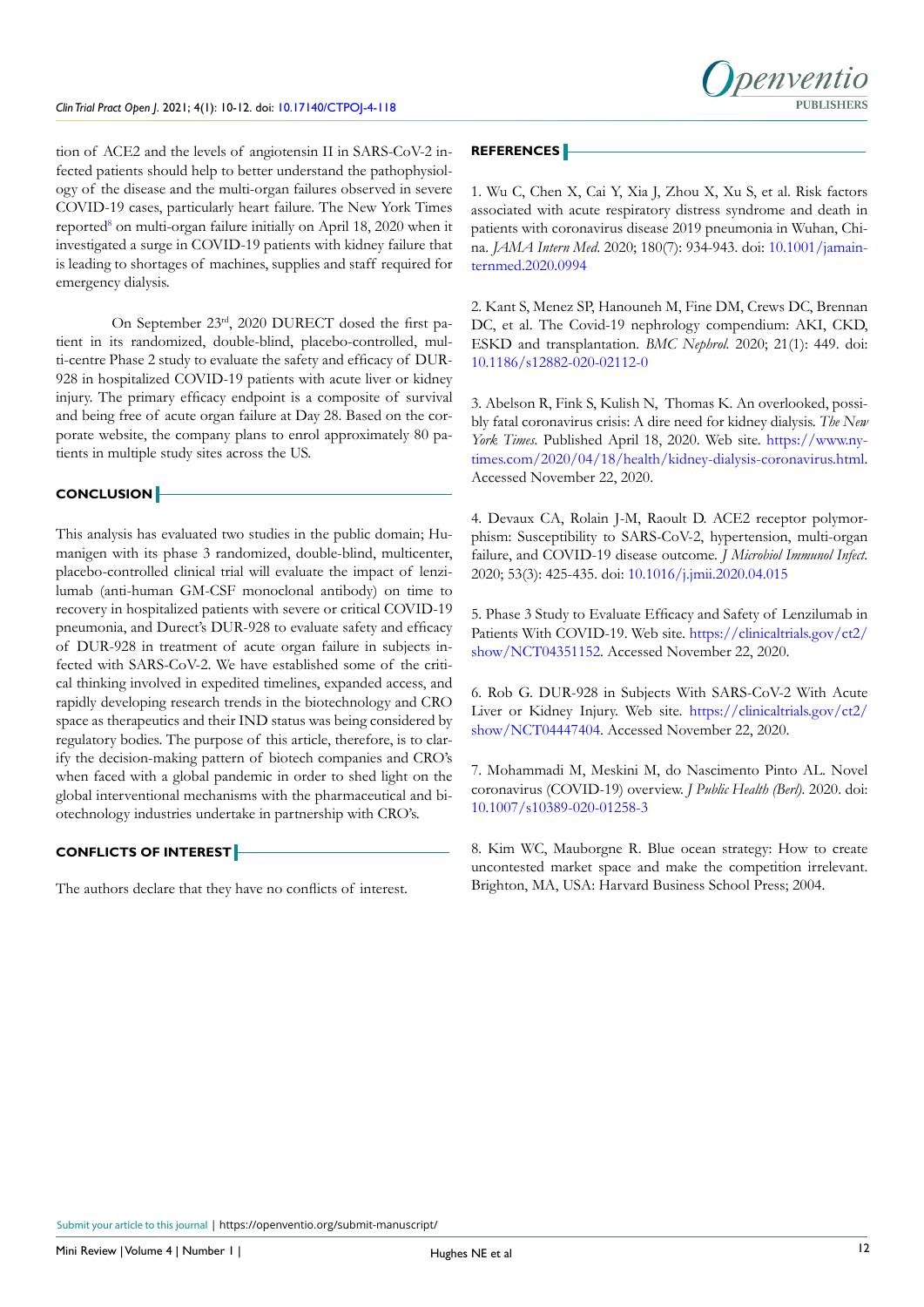tion of ACE2 and the levels of angiotensin II in SARS-CoV-2 infected patients should help to better understand the pathophysiology of the disease and the multi-organ failures observed in severe COVID-19 cases, particularly heart failure. The New York Times reported[8] on multi-organ failure initially on April 18, 2020 when it investigated a surge in COVID-19 patients with kidney failure that is leading to shortages of machines, supplies and staff required for emergency dialysis.

On September 23rd, 2020 DURECT dosed the first patient in its randomized, double-blind, placebo-controlled, multi-centre Phase 2 study to evaluate the safety and efficacy of DUR-928 in hospitalized COVID-19 patients with acute liver or kidney injury. The primary efficacy endpoint is a composite of survival and being free of acute organ failure at Day 28. Based on the corporate website, the company plans to enrol approximately 80 patients in multiple study sites across the US.

## CONCLUSION

This analysis has evaluated two studies in the public domain; Humanigen with its phase 3 randomized, double-blind, multicenter, placebo-controlled clinical trial will evaluate the impact of lenzilumab (anti-human GM-CSF monoclonal antibody) on time to recovery in hospitalized patients with severe or critical COVID-19 pneumonia, and Durect's DUR-928 to evaluate safety and efficacy of DUR-928 in treatment of acute organ failure in subjects infected with SARS-CoV-2. We have established some of the critical thinking involved in expedited timelines, expanded access, and rapidly developing research trends in the biotechnology and CRO space as therapeutics and their IND status was being considered by regulatory bodies. The purpose of this article, therefore, is to clarify the decision-making pattern of biotech companies and CRO's when faced with a global pandemic in order to shed light on the global interventional mechanisms with the pharmaceutical and biotechnology industries undertake in partnership with CRO's.

## CONFLICTS OF INTEREST

The authors declare that they have no conflicts of interest.

## REFERENCES

1. Wu C, Chen X, Cai Y, Xia J, Zhou X, Xu S, et al. Risk factors associated with acute respiratory distress syndrome and death in patients with coronavirus disease 2019 pneumonia in Wuhan, China. *JAMA Intern Med.* 2020; 180(7): 934-943. doi: 10.1001/jamainternmed.2020.0994

2. Kant S, Menez SP, Hanouneh M, Fine DM, Crews DC, Brennan DC, et al. The Covid-19 nephrology compendium: AKI, CKD, ESKD and transplantation. *BMC Nephrol.* 2020; 21(1): 449. doi: 10.1186/s12882-020-02112-0

3. Abelson R, Fink S, Kulish N, Thomas K. An overlooked, possibly fatal coronavirus crisis: A dire need for kidney dialysis. *The New York Times.* Published April 18, 2020. Web site. https://www.nytimes.com/2020/04/18/health/kidney-dialysis-coronavirus.html. Accessed November 22, 2020.

4. Devaux CA, Rolain J-M, Raoult D. ACE2 receptor polymorphism: Susceptibility to SARS-CoV-2, hypertension, multi-organ failure, and COVID-19 disease outcome. *J Microbiol Immunol Infect.* 2020; 53(3): 425-435. doi: 10.1016/j.jmii.2020.04.015

5. Phase 3 Study to Evaluate Efficacy and Safety of Lenzilumab in Patients With COVID-19. Web site. https://clinicaltrials.gov/ct2/show/NCT04351152. Accessed November 22, 2020.

6. Rob G. DUR-928 in Subjects With SARS-CoV-2 With Acute Liver or Kidney Injury. Web site. https://clinicaltrials.gov/ct2/show/NCT04447404. Accessed November 22, 2020.

7. Mohammadi M, Meskini M, do Nascimento Pinto AL. Novel coronavirus (COVID-19) overview. *J Public Health (Berl).* 2020. doi: 10.1007/s10389-020-01258-3

8. Kim WC, Mauborgne R. Blue ocean strategy: How to create uncontested market space and make the competition irrelevant. Brighton, MA, USA: Harvard Business School Press; 2004.